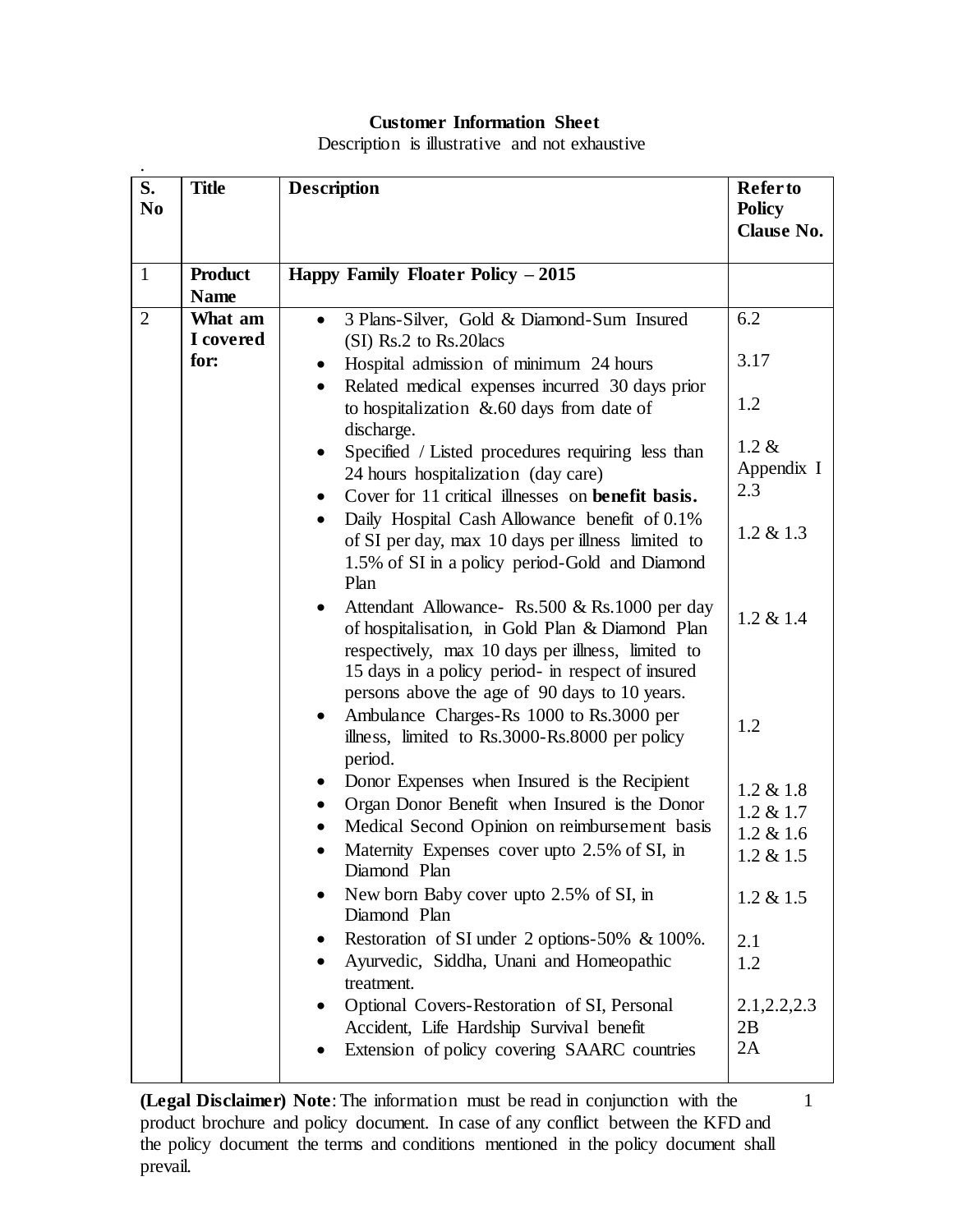**Customer Information Sheet**

Description is illustrative and not exhaustive

| S. No | Title | Description | Refer to Policy Clause No. |
|---|---|---|---|
| 1 | **Product Name** | **Happy Family Floater Policy – 2015** | |
| 2 | **What am I covered for:** | • 3 Plans-Silver, Gold & Diamond-Sum Insured (SI) Rs.2 to Rs.20lacs<br>• Hospital admission of minimum 24 hours<br>• Related medical expenses incurred 30 days prior to hospitalization &.60 days from date of discharge.<br>• Specified / Listed procedures requiring less than 24 hours hospitalization (day care)<br>• Cover for 11 critical illnesses on **benefit basis.**<br>• Daily Hospital Cash Allowance benefit of 0.1% of SI per day, max 10 days per illness limited to 1.5% of SI in a policy period-Gold and Diamond Plan<br>• Attendant Allowance- Rs.500 & Rs.1000 per day of hospitalisation, in Gold Plan & Diamond Plan respectively, max 10 days per illness, limited to 15 days in a policy period- in respect of insured persons above the age of 90 days to 10 years.<br>• Ambulance Charges-Rs 1000 to Rs.3000 per illness, limited to Rs.3000-Rs.8000 per policy period.<br>• Donor Expenses when Insured is the Recipient<br>• Organ Donor Benefit when Insured is the Donor<br>• Medical Second Opinion on reimbursement basis<br>• Maternity Expenses cover upto 2.5% of SI, in Diamond Plan<br>• New born Baby cover upto 2.5% of SI, in Diamond Plan<br>• Restoration of SI under 2 options-50% & 100%.<br>• Ayurvedic, Siddha, Unani and Homeopathic treatment.<br>• Optional Covers-Restoration of SI, Personal Accident, Life Hardship Survival benefit<br>• Extension of policy covering SAARC countries | 6.2<br>3.17<br>1.2<br>1.2 & Appendix I<br>2.3<br>1.2 & 1.3<br><br>1.2 & 1.4<br><br>1.2<br><br>1.2 & 1.8<br>1.2 & 1.7<br>1.2 & 1.6<br>1.2 & 1.5<br>1.2 & 1.5<br>2.1<br>1.2<br>2.1,2.2,2.3<br>2B<br>2A |

**(Legal Disclaimer) Note**: The information must be read in conjunction with the product brochure and policy document. In case of any conflict between the KFD and the policy document the terms and conditions mentioned in the policy document shall prevail.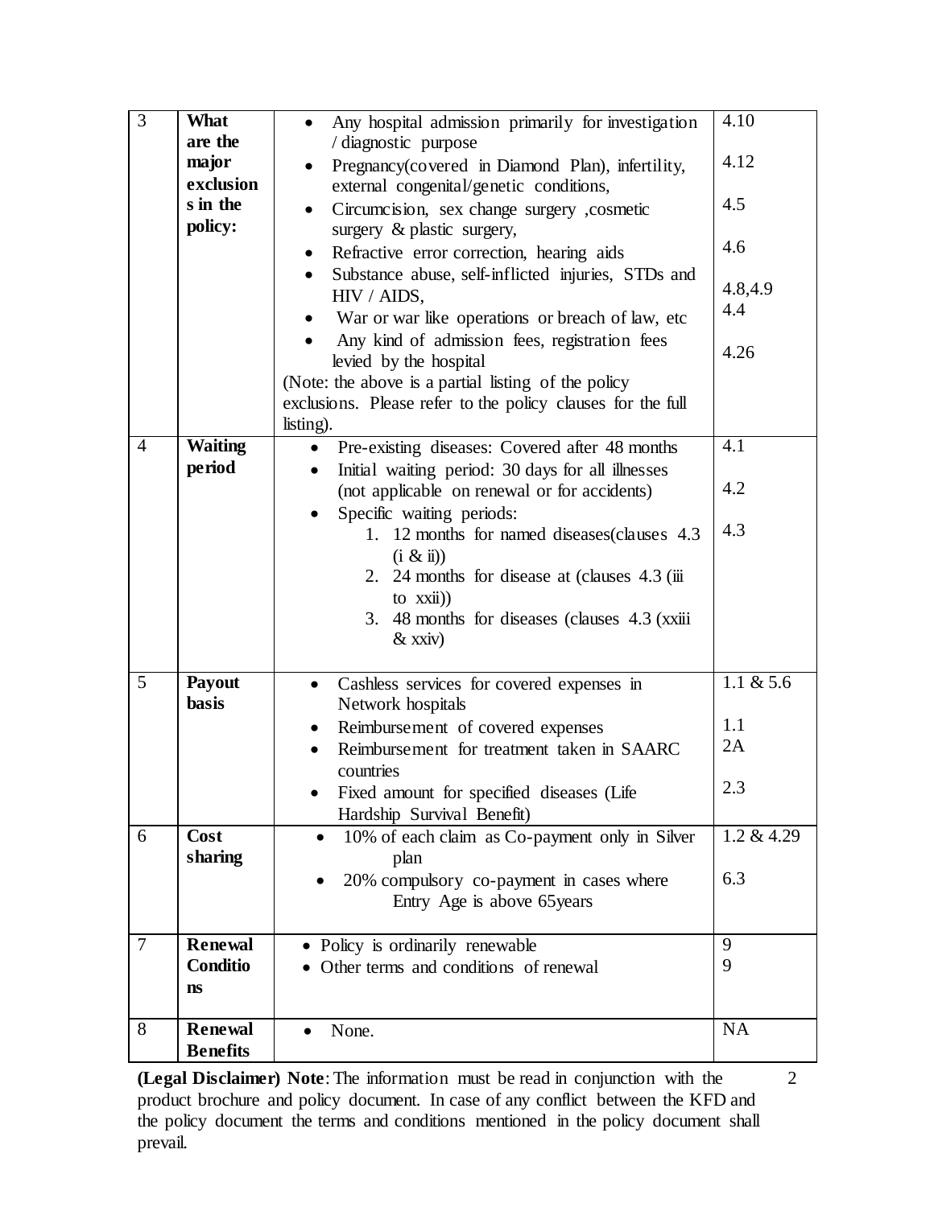| 3 | **What are the major exclusions in the policy:** | • Any hospital admission primarily for investigation / diagnostic purpose<br>• Pregnancy(covered in Diamond Plan), infertility, external congenital/genetic conditions,<br>• Circumcision, sex change surgery ,cosmetic surgery & plastic surgery,<br>• Refractive error correction, hearing aids<br>• Substance abuse, self-inflicted injuries, STDs and HIV / AIDS,<br>• War or war like operations or breach of law, etc<br>• Any kind of admission fees, registration fees levied by the hospital<br>(Note: the above is a partial listing of the policy exclusions. Please refer to the policy clauses for the full listing). | 4.10<br><br>4.12<br><br>4.5<br><br>4.6<br><br>4.8,4.9<br>4.4<br><br>4.26 |
|---|---|---|---|
| 4 | **Waiting period** | • Pre-existing diseases: Covered after 48 months<br>• Initial waiting period: 30 days for all illnesses (not applicable on renewal or for accidents)<br>• Specific waiting periods:<br>1. 12 months for named diseases(clauses 4.3 (i & ii))<br>2. 24 months for disease at (clauses 4.3 (iii to xxii))<br>3. 48 months for diseases (clauses 4.3 (xxiii & xxiv) | 4.1<br><br>4.2<br><br>4.3 |
| 5 | **Payout basis** | • Cashless services for covered expenses in Network hospitals<br>• Reimbursement of covered expenses<br>• Reimbursement for treatment taken in SAARC countries<br>• Fixed amount for specified diseases (Life Hardship Survival Benefit) | 1.1 & 5.6<br><br>1.1<br>2A<br><br>2.3 |
| 6 | **Cost sharing** | • 10% of each claim as Co-payment only in Silver plan<br>• 20% compulsory co-payment in cases where Entry Age is above 65years | 1.2 & 4.29<br><br>6.3 |
| 7 | **Renewal Conditions** | • Policy is ordinarily renewable<br>• Other terms and conditions of renewal | 9<br>9 |
| 8 | **Renewal Benefits** | • None. | NA |

**(Legal Disclaimer) Note**: The information must be read in conjunction with the product brochure and policy document. In case of any conflict between the KFD and the policy document the terms and conditions mentioned in the policy document shall prevail.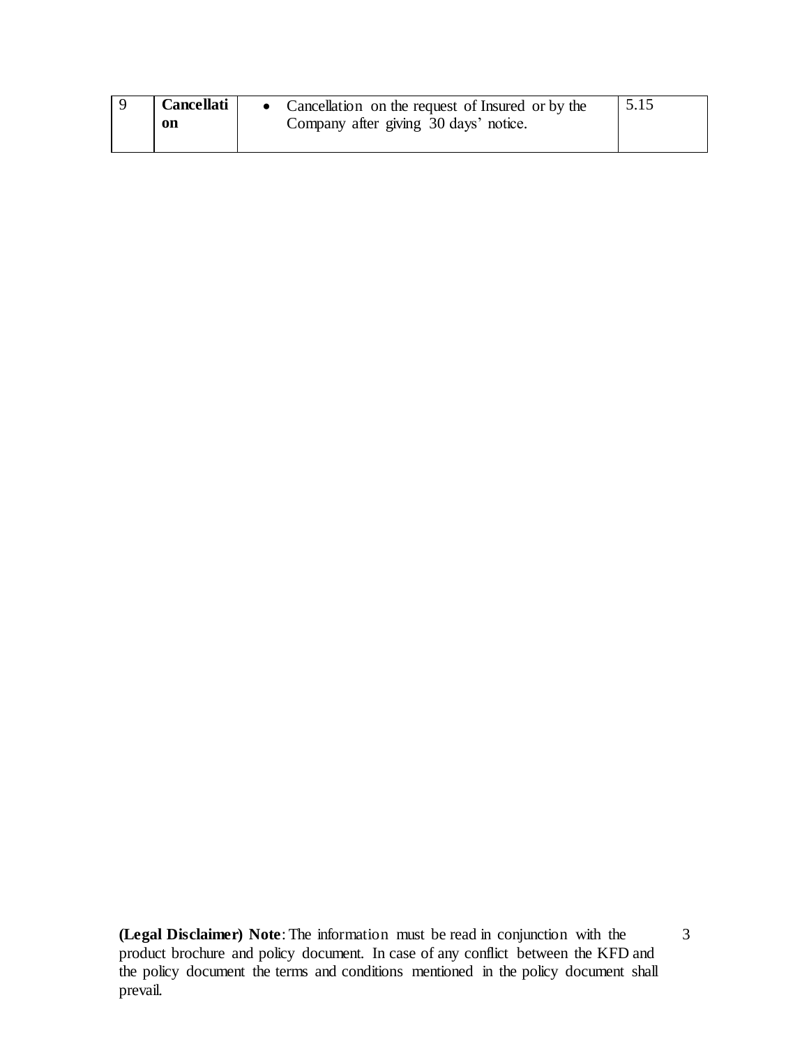| | | | |
|---|---|---|---|
| 9 | **Cancellation** | • Cancellation on the request of Insured or by the Company after giving 30 days' notice. | 5.15 |

**(Legal Disclaimer) Note**: The information must be read in conjunction with the product brochure and policy document. In case of any conflict between the KFD and the policy document the terms and conditions mentioned in the policy document shall prevail.